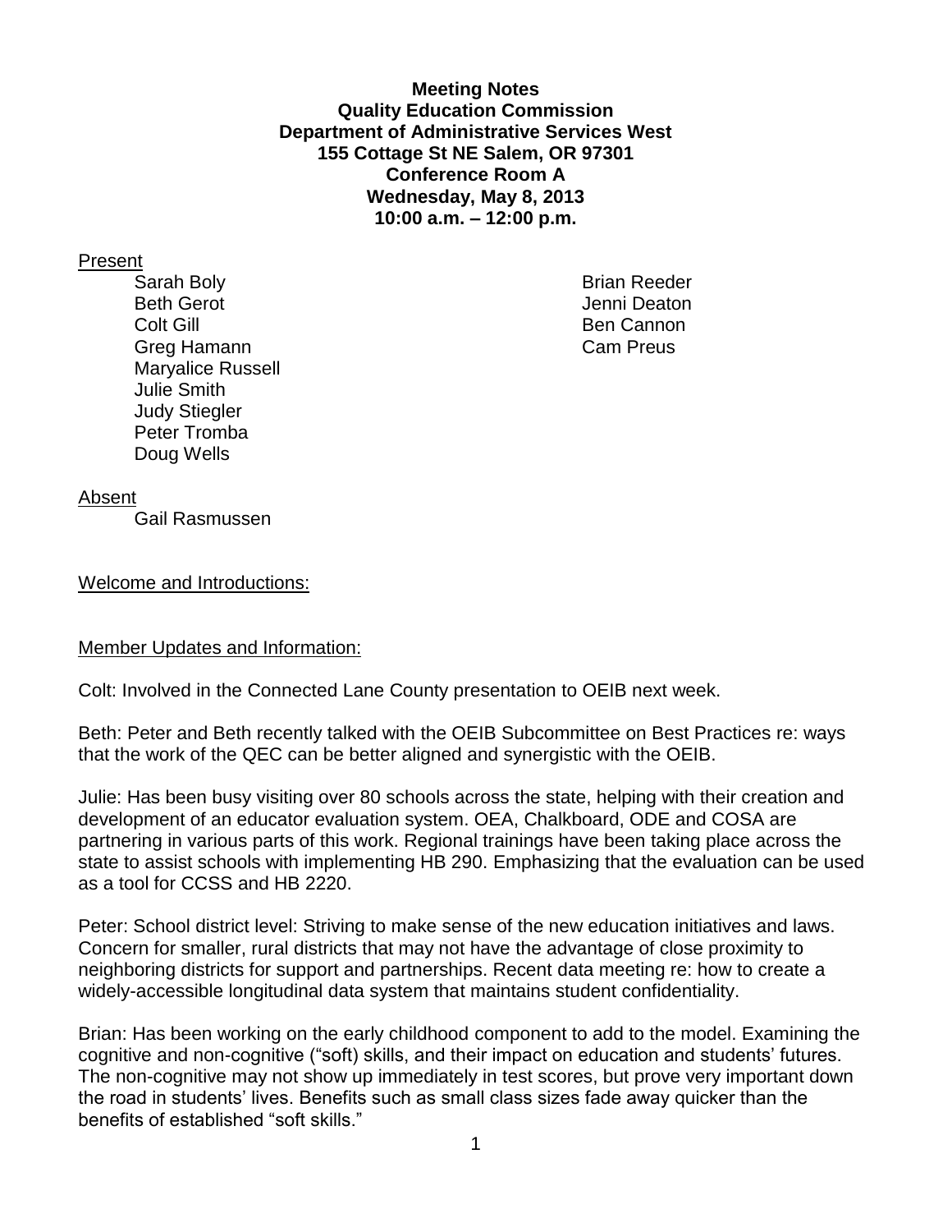**Meeting Notes**
**Quality Education Commission**
**Department of Administrative Services West**
**155 Cottage St NE Salem, OR 97301**
**Conference Room A**
**Wednesday, May 8, 2013**
**10:00 a.m. – 12:00 p.m.**

Present

- Sarah Boly
- Beth Gerot
- Colt Gill
- Greg Hamann
- Maryalice Russell
- Julie Smith
- Judy Stiegler
- Peter Tromba
- Doug Wells
- Brian Reeder
- Jenni Deaton
- Ben Cannon
- Cam Preus

Absent

- Gail Rasmussen

Welcome and Introductions:

Member Updates and Information:

Colt: Involved in the Connected Lane County presentation to OEIB next week.

Beth: Peter and Beth recently talked with the OEIB Subcommittee on Best Practices re: ways that the work of the QEC can be better aligned and synergistic with the OEIB.

Julie: Has been busy visiting over 80 schools across the state, helping with their creation and development of an educator evaluation system. OEA, Chalkboard, ODE and COSA are partnering in various parts of this work. Regional trainings have been taking place across the state to assist schools with implementing HB 290. Emphasizing that the evaluation can be used as a tool for CCSS and HB 2220.

Peter: School district level: Striving to make sense of the new education initiatives and laws. Concern for smaller, rural districts that may not have the advantage of close proximity to neighboring districts for support and partnerships. Recent data meeting re: how to create a widely-accessible longitudinal data system that maintains student confidentiality.

Brian: Has been working on the early childhood component to add to the model. Examining the cognitive and non-cognitive ("soft) skills, and their impact on education and students' futures. The non-cognitive may not show up immediately in test scores, but prove very important down the road in students' lives. Benefits such as small class sizes fade away quicker than the benefits of established "soft skills."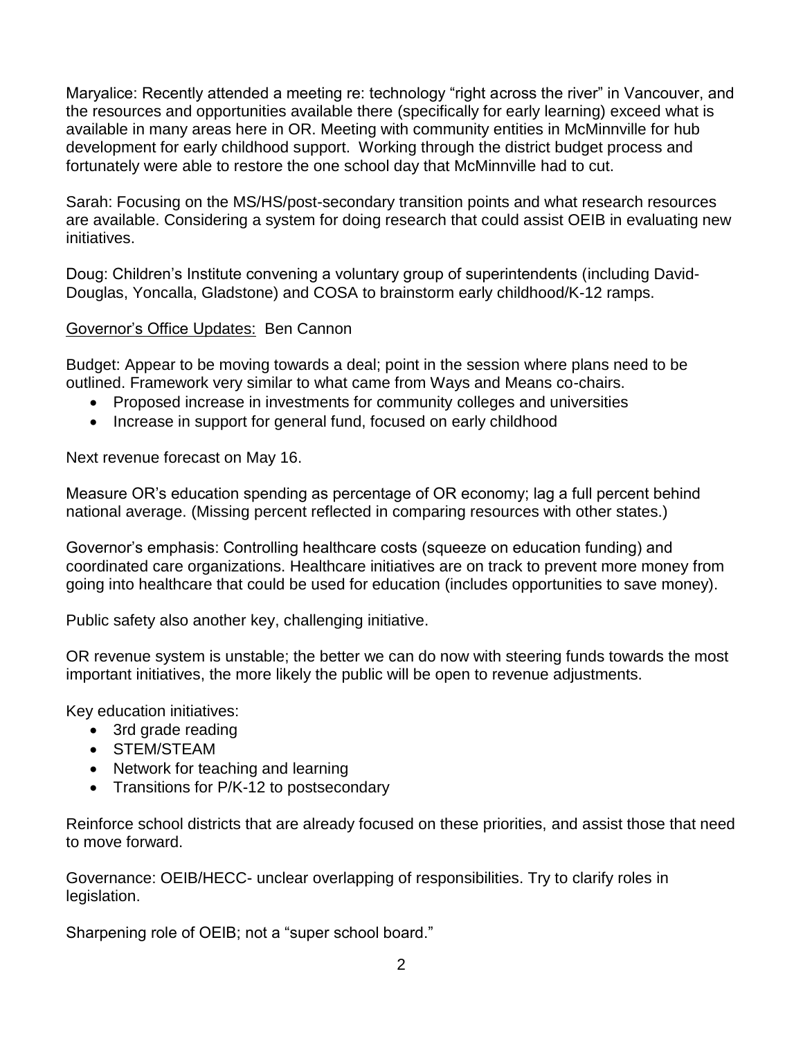Maryalice: Recently attended a meeting re: technology "right across the river" in Vancouver, and the resources and opportunities available there (specifically for early learning) exceed what is available in many areas here in OR. Meeting with community entities in McMinnville for hub development for early childhood support. Working through the district budget process and fortunately were able to restore the one school day that McMinnville had to cut.

Sarah: Focusing on the MS/HS/post-secondary transition points and what research resources are available. Considering a system for doing research that could assist OEIB in evaluating new initiatives.

Doug: Children's Institute convening a voluntary group of superintendents (including David-Douglas, Yoncalla, Gladstone) and COSA to brainstorm early childhood/K-12 ramps.

<u>Governor's Office Updates:</u> Ben Cannon

Budget: Appear to be moving towards a deal; point in the session where plans need to be outlined. Framework very similar to what came from Ways and Means co-chairs.

- Proposed increase in investments for community colleges and universities
- Increase in support for general fund, focused on early childhood

Next revenue forecast on May 16.

Measure OR's education spending as percentage of OR economy; lag a full percent behind national average. (Missing percent reflected in comparing resources with other states.)

Governor's emphasis: Controlling healthcare costs (squeeze on education funding) and coordinated care organizations. Healthcare initiatives are on track to prevent more money from going into healthcare that could be used for education (includes opportunities to save money).

Public safety also another key, challenging initiative.

OR revenue system is unstable; the better we can do now with steering funds towards the most important initiatives, the more likely the public will be open to revenue adjustments.

Key education initiatives:

- 3rd grade reading
- STEM/STEAM
- Network for teaching and learning
- Transitions for P/K-12 to postsecondary

Reinforce school districts that are already focused on these priorities, and assist those that need to move forward.

Governance: OEIB/HECC- unclear overlapping of responsibilities. Try to clarify roles in legislation.

Sharpening role of OEIB; not a "super school board."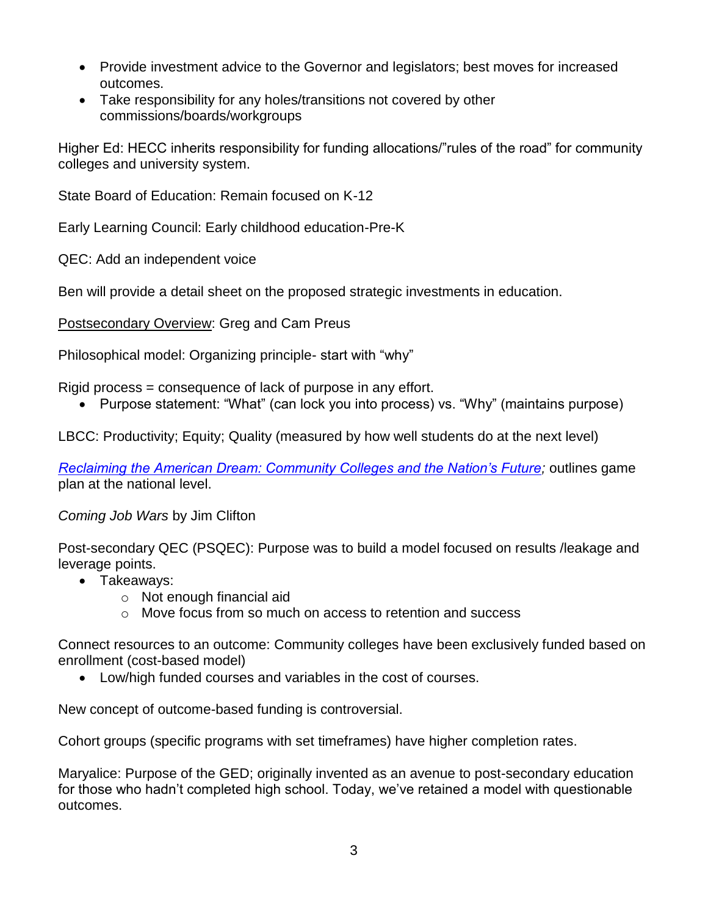- Provide investment advice to the Governor and legislators; best moves for increased outcomes.
- Take responsibility for any holes/transitions not covered by other commissions/boards/workgroups

Higher Ed: HECC inherits responsibility for funding allocations/"rules of the road" for community colleges and university system.

State Board of Education: Remain focused on K-12

Early Learning Council: Early childhood education-Pre-K

QEC: Add an independent voice

Ben will provide a detail sheet on the proposed strategic investments in education.

Postsecondary Overview: Greg and Cam Preus

Philosophical model: Organizing principle- start with "why"

Rigid process = consequence of lack of purpose in any effort.

- Purpose statement: "What" (can lock you into process) vs. "Why" (maintains purpose)

LBCC: Productivity; Equity; Quality (measured by how well students do at the next level)

*Reclaiming the American Dream: Community Colleges and the Nation's Future;* outlines game plan at the national level.

*Coming Job Wars* by Jim Clifton

Post-secondary QEC (PSQEC): Purpose was to build a model focused on results /leakage and leverage points.

- Takeaways:
  - Not enough financial aid
  - Move focus from so much on access to retention and success

Connect resources to an outcome: Community colleges have been exclusively funded based on enrollment (cost-based model)

- Low/high funded courses and variables in the cost of courses.

New concept of outcome-based funding is controversial.

Cohort groups (specific programs with set timeframes) have higher completion rates.

Maryalice: Purpose of the GED; originally invented as an avenue to post-secondary education for those who hadn't completed high school. Today, we've retained a model with questionable outcomes.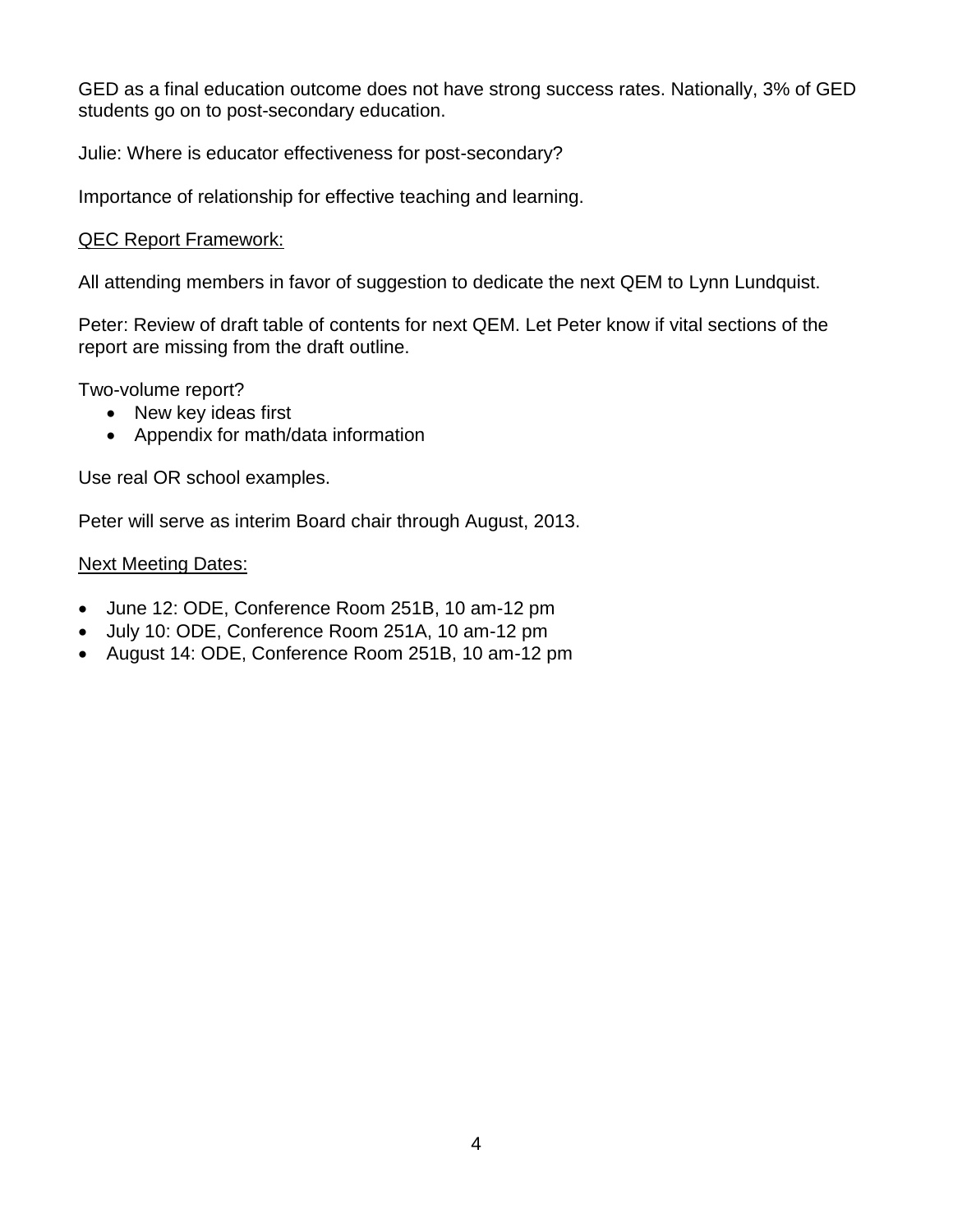GED as a final education outcome does not have strong success rates. Nationally, 3% of GED students go on to post-secondary education.

Julie: Where is educator effectiveness for post-secondary?

Importance of relationship for effective teaching and learning.

<u>QEC Report Framework:</u>

All attending members in favor of suggestion to dedicate the next QEM to Lynn Lundquist.

Peter: Review of draft table of contents for next QEM. Let Peter know if vital sections of the report are missing from the draft outline.

Two-volume report?

- New key ideas first
- Appendix for math/data information

Use real OR school examples.

Peter will serve as interim Board chair through August, 2013.

<u>Next Meeting Dates:</u>

- June 12: ODE, Conference Room 251B, 10 am-12 pm
- July 10: ODE, Conference Room 251A, 10 am-12 pm
- August 14: ODE, Conference Room 251B, 10 am-12 pm